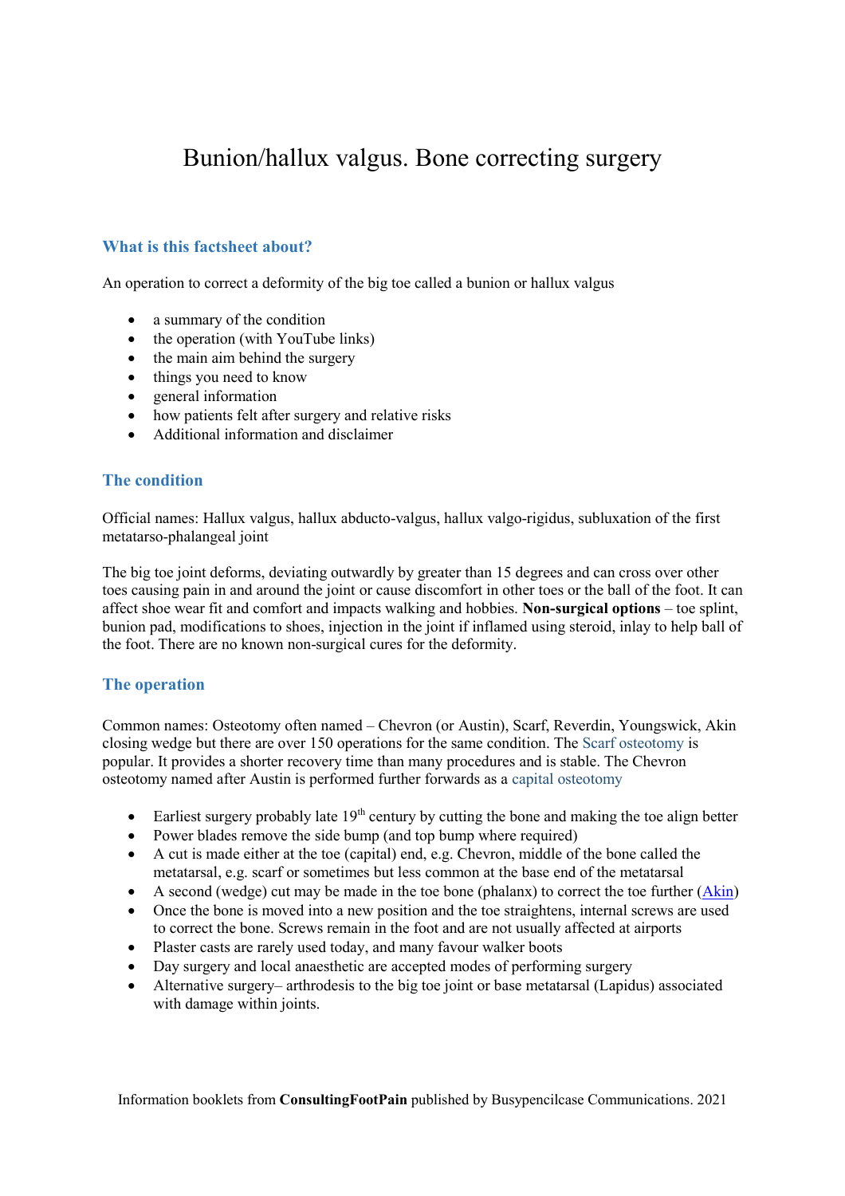# Bunion/hallux valgus. Bone correcting surgery

## What is this factsheet about?

An operation to correct a deformity of the big toe called a bunion or hallux valgus

- a summary of the condition
- the operation (with YouTube links)
- the main aim behind the surgery
- things you need to know
- general information
- how patients felt after surgery and relative risks
- Additional information and disclaimer

## The condition

Official names: Hallux valgus, hallux abducto-valgus, hallux valgo-rigidus, subluxation of the first metatarso-phalangeal joint

The big toe joint deforms, deviating outwardly by greater than 15 degrees and can cross over other toes causing pain in and around the joint or cause discomfort in other toes or the ball of the foot. It can affect shoe wear fit and comfort and impacts walking and hobbies. **Non-surgical options** – toe splint, bunion pad, modifications to shoes, injection in the joint if inflamed using steroid, inlay to help ball of the foot. There are no known non-surgical cures for the deformity.

## The operation

Common names: Osteotomy often named – Chevron (or Austin), Scarf, Reverdin, Youngswick, Akin closing wedge but there are over 150 operations for the same condition. The Scarf osteotomy is popular. It provides a shorter recovery time than many procedures and is stable. The Chevron osteotomy named after Austin is performed further forwards as a capital osteotomy

- Earliest surgery probably late 19th century by cutting the bone and making the toe align better
- Power blades remove the side bump (and top bump where required)
- A cut is made either at the toe (capital) end, e.g. Chevron, middle of the bone called the metatarsal, e.g. scarf or sometimes but less common at the base end of the metatarsal
- A second (wedge) cut may be made in the toe bone (phalanx) to correct the toe further (Akin)
- Once the bone is moved into a new position and the toe straightens, internal screws are used to correct the bone. Screws remain in the foot and are not usually affected at airports
- Plaster casts are rarely used today, and many favour walker boots
- Day surgery and local anaesthetic are accepted modes of performing surgery
- Alternative surgery– arthrodesis to the big toe joint or base metatarsal (Lapidus) associated with damage within joints.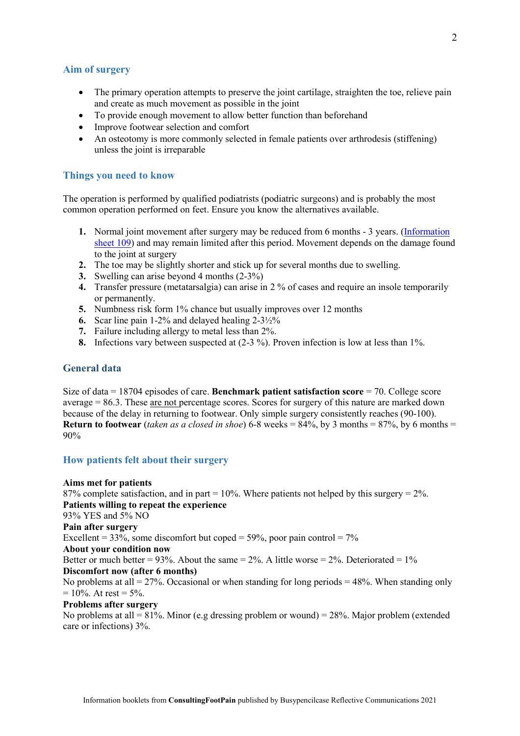## Aim of surgery

- The primary operation attempts to preserve the joint cartilage, straighten the toe, relieve pain and create as much movement as possible in the joint
- To provide enough movement to allow better function than beforehand
- Improve footwear selection and comfort
- An osteotomy is more commonly selected in female patients over arthrodesis (stiffening) unless the joint is irreparable

## Things you need to know

The operation is performed by qualified podiatrists (podiatric surgeons) and is probably the most common operation performed on feet. Ensure you know the alternatives available.

1. Normal joint movement after surgery may be reduced from 6 months - 3 years. ([Information sheet 109]) and may remain limited after this period. Movement depends on the damage found to the joint at surgery
2. The toe may be slightly shorter and stick up for several months due to swelling.
3. Swelling can arise beyond 4 months (2-3%)
4. Transfer pressure (metatarsalgia) can arise in 2 % of cases and require an insole temporarily or permanently.
5. Numbness risk form 1% chance but usually improves over 12 months
6. Scar line pain 1-2% and delayed healing 2-3½%
7. Failure including allergy to metal less than 2%.
8. Infections vary between suspected at (2-3 %). Proven infection is low at less than 1%.

## General data

Size of data = 18704 episodes of care. **Benchmark patient satisfaction score** = 70. College score average = 86.3. These are not percentage scores. Scores for surgery of this nature are marked down because of the delay in returning to footwear. Only simple surgery consistently reaches (90-100). **Return to footwear** (*taken as a closed in shoe*) 6-8 weeks = 84%, by 3 months = 87%, by 6 months = 90%

## How patients felt about their surgery

**Aims met for patients**
87% complete satisfaction, and in part = 10%. Where patients not helped by this surgery = 2%.
**Patients willing to repeat the experience**
93% YES and 5% NO
**Pain after surgery**
Excellent = 33%, some discomfort but coped = 59%, poor pain control = 7%
**About your condition now**
Better or much better = 93%. About the same = 2%. A little worse = 2%. Deteriorated = 1%
**Discomfort now (after 6 months)**
No problems at all = 27%. Occasional or when standing for long periods = 48%. When standing only = 10%. At rest = 5%.
**Problems after surgery**
No problems at all = 81%. Minor (e.g dressing problem or wound) = 28%. Major problem (extended care or infections) 3%.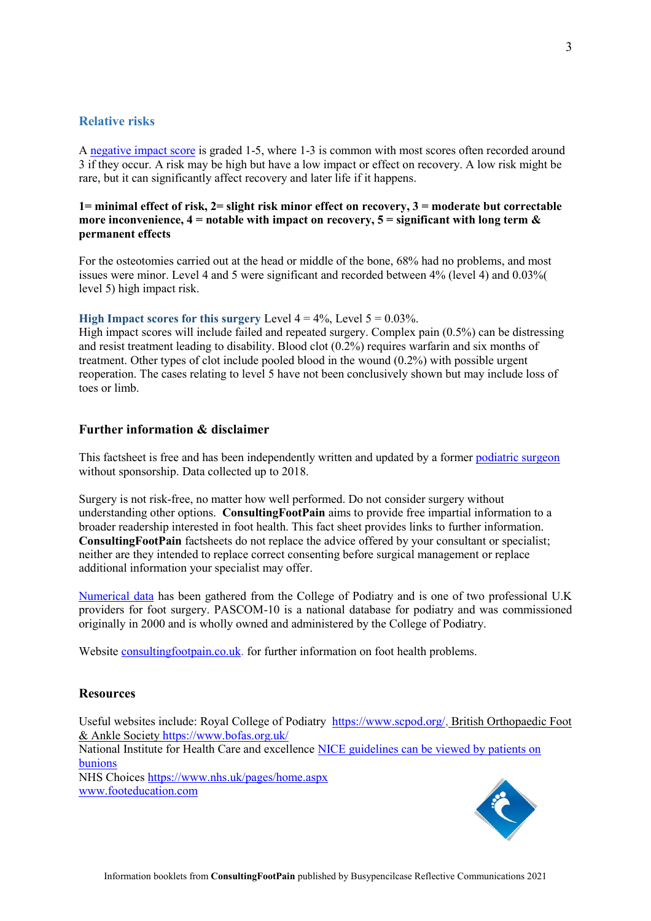## Relative risks

A negative impact score is graded 1-5, where 1-3 is common with most scores often recorded around 3 if they occur. A risk may be high but have a low impact or effect on recovery. A low risk might be rare, but it can significantly affect recovery and later life if it happens.

**1= minimal effect of risk, 2= slight risk minor effect on recovery, 3 = moderate but correctable more inconvenience, 4 = notable with impact on recovery, 5 = significant with long term & permanent effects**

For the osteotomies carried out at the head or middle of the bone, 68% had no problems, and most issues were minor. Level 4 and 5 were significant and recorded between 4% (level 4) and 0.03%( level 5) high impact risk.

**High Impact scores for this surgery** Level 4 = 4%, Level 5 = 0.03%.
High impact scores will include failed and repeated surgery. Complex pain (0.5%) can be distressing and resist treatment leading to disability. Blood clot (0.2%) requires warfarin and six months of treatment. Other types of clot include pooled blood in the wound (0.2%) with possible urgent reoperation. The cases relating to level 5 have not been conclusively shown but may include loss of toes or limb.

## Further information & disclaimer

This factsheet is free and has been independently written and updated by a former podiatric surgeon without sponsorship. Data collected up to 2018.

Surgery is not risk-free, no matter how well performed. Do not consider surgery without understanding other options. **ConsultingFootPain** aims to provide free impartial information to a broader readership interested in foot health. This fact sheet provides links to further information. **ConsultingFootPain** factsheets do not replace the advice offered by your consultant or specialist; neither are they intended to replace correct consenting before surgical management or replace additional information your specialist may offer.

Numerical data has been gathered from the College of Podiatry and is one of two professional U.K providers for foot surgery. PASCOM-10 is a national database for podiatry and was commissioned originally in 2000 and is wholly owned and administered by the College of Podiatry.

Website consultingfootpain.co.uk. for further information on foot health problems.

## Resources

Useful websites include: Royal College of Podiatry https://www.scpod.org/, British Orthopaedic Foot & Ankle Society https://www.bofas.org.uk/
National Institute for Health Care and excellence NICE guidelines can be viewed by patients on bunions
NHS Choices https://www.nhs.uk/pages/home.aspx
www.footeducation.com

Information booklets from **ConsultingFootPain** published by Busypencilcase Reflective Communications 2021